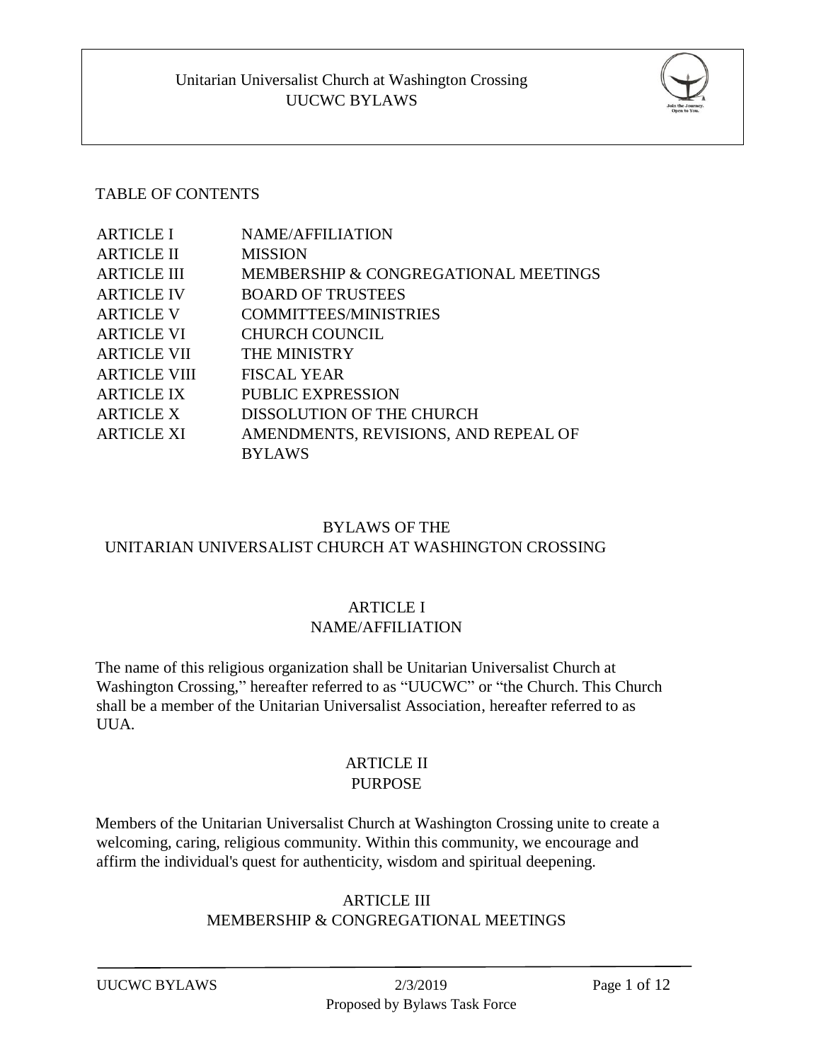TABLE OF CONTENTS

| | |
|---|---|
| ARTICLE I | NAME/AFFILIATION |
| ARTICLE II | MISSION |
| ARTICLE III | MEMBERSHIP & CONGREGATIONAL MEETINGS |
| ARTICLE IV | BOARD OF TRUSTEES |
| ARTICLE V | COMMITTEES/MINISTRIES |
| ARTICLE VI | CHURCH COUNCIL |
| ARTICLE VII | THE MINISTRY |
| ARTICLE VIII | FISCAL YEAR |
| ARTICLE IX | PUBLIC EXPRESSION |
| ARTICLE X | DISSOLUTION OF THE CHURCH |
| ARTICLE XI | AMENDMENTS, REVISIONS, AND REPEAL OF BYLAWS |

# BYLAWS OF THE UNITARIAN UNIVERSALIST CHURCH AT WASHINGTON CROSSING

## ARTICLE I
## NAME/AFFILIATION

The name of this religious organization shall be Unitarian Universalist Church at Washington Crossing," hereafter referred to as "UUCWC" or "the Church. This Church shall be a member of the Unitarian Universalist Association, hereafter referred to as UUA.

## ARTICLE II
## PURPOSE

Members of the Unitarian Universalist Church at Washington Crossing unite to create a welcoming, caring, religious community. Within this community, we encourage and affirm the individual's quest for authenticity, wisdom and spiritual deepening.

## ARTICLE III
## MEMBERSHIP & CONGREGATIONAL MEETINGS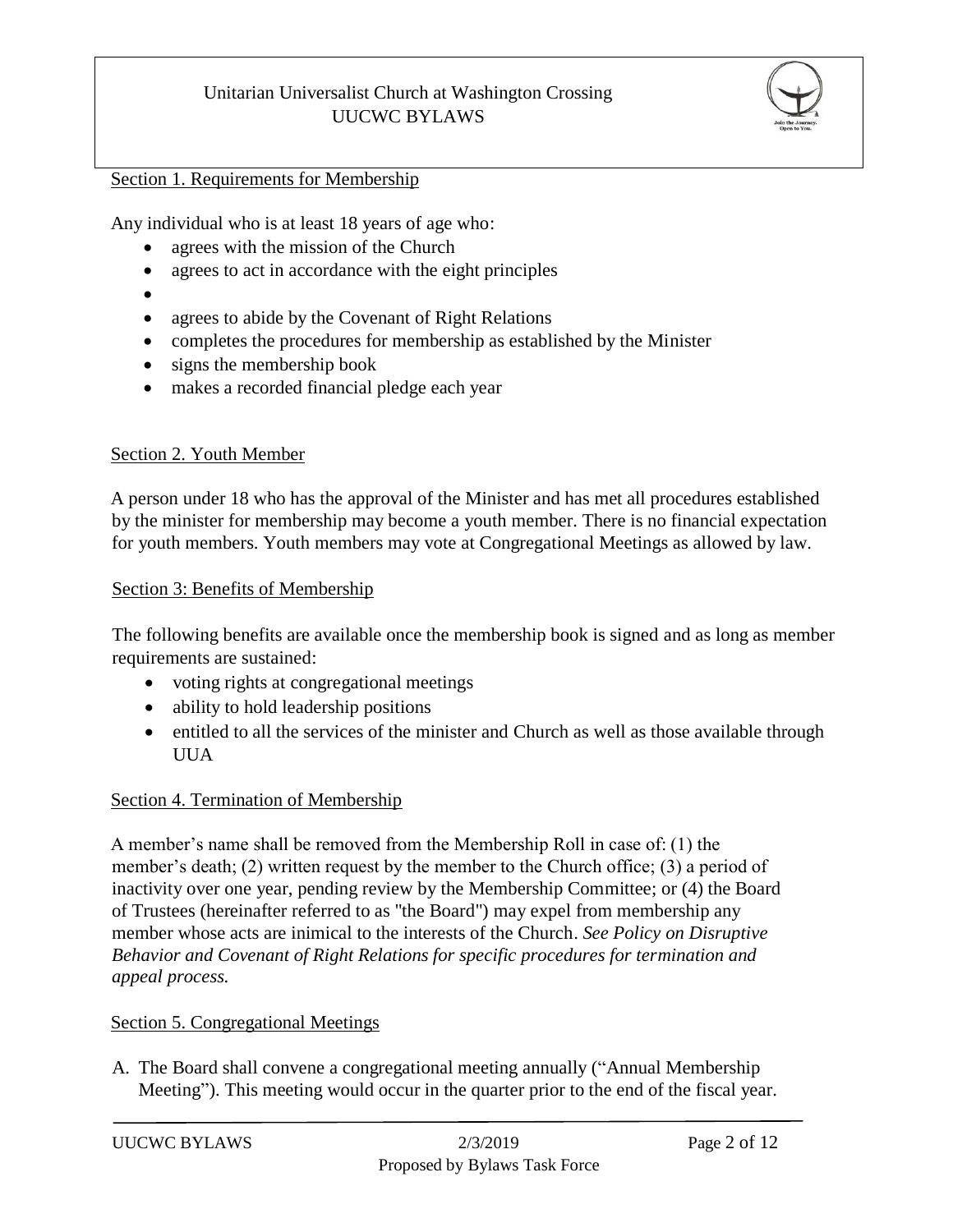### Section 1. Requirements for Membership

Any individual who is at least 18 years of age who:

- agrees with the mission of the Church
- agrees to act in accordance with the eight principles
-
- agrees to abide by the Covenant of Right Relations
- completes the procedures for membership as established by the Minister
- signs the membership book
- makes a recorded financial pledge each year

### Section 2. Youth Member

A person under 18 who has the approval of the Minister and has met all procedures established by the minister for membership may become a youth member. There is no financial expectation for youth members. Youth members may vote at Congregational Meetings as allowed by law.

### Section 3: Benefits of Membership

The following benefits are available once the membership book is signed and as long as member requirements are sustained:

- voting rights at congregational meetings
- ability to hold leadership positions
- entitled to all the services of the minister and Church as well as those available through UUA

### Section 4. Termination of Membership

A member's name shall be removed from the Membership Roll in case of: (1) the member's death; (2) written request by the member to the Church office; (3) a period of inactivity over one year, pending review by the Membership Committee; or (4) the Board of Trustees (hereinafter referred to as "the Board") may expel from membership any member whose acts are inimical to the interests of the Church. *See Policy on Disruptive Behavior and Covenant of Right Relations for specific procedures for termination and appeal process.*

### Section 5. Congregational Meetings

A. The Board shall convene a congregational meeting annually ("Annual Membership Meeting"). This meeting would occur in the quarter prior to the end of the fiscal year.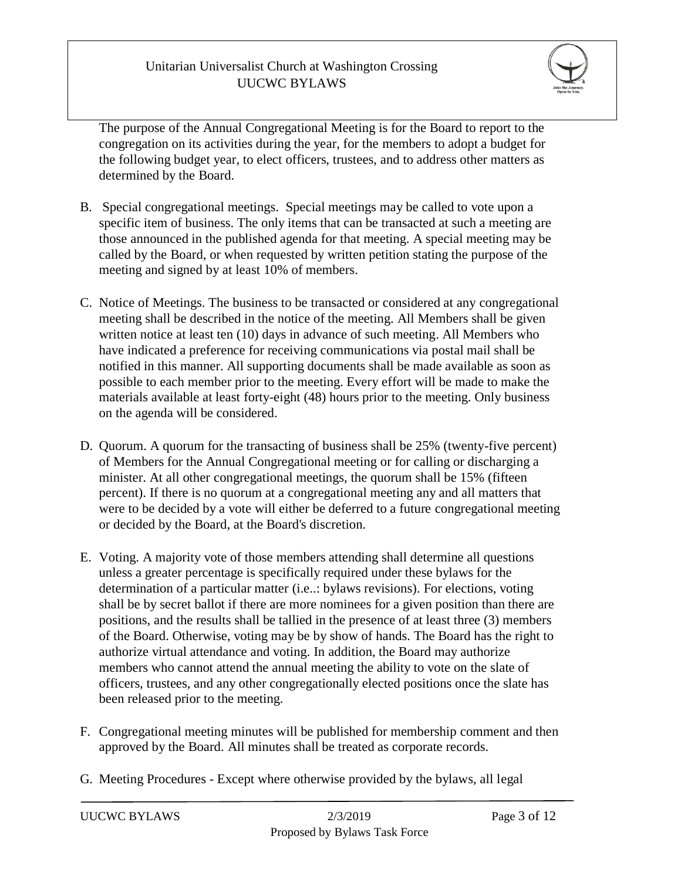The purpose of the Annual Congregational Meeting is for the Board to report to the congregation on its activities during the year, for the members to adopt a budget for the following budget year, to elect officers, trustees, and to address other matters as determined by the Board.

B. Special congregational meetings. Special meetings may be called to vote upon a specific item of business. The only items that can be transacted at such a meeting are those announced in the published agenda for that meeting. A special meeting may be called by the Board, or when requested by written petition stating the purpose of the meeting and signed by at least 10% of members.

C. Notice of Meetings. The business to be transacted or considered at any congregational meeting shall be described in the notice of the meeting. All Members shall be given written notice at least ten (10) days in advance of such meeting. All Members who have indicated a preference for receiving communications via postal mail shall be notified in this manner. All supporting documents shall be made available as soon as possible to each member prior to the meeting. Every effort will be made to make the materials available at least forty-eight (48) hours prior to the meeting. Only business on the agenda will be considered.

D. Quorum. A quorum for the transacting of business shall be 25% (twenty-five percent) of Members for the Annual Congregational meeting or for calling or discharging a minister. At all other congregational meetings, the quorum shall be 15% (fifteen percent). If there is no quorum at a congregational meeting any and all matters that were to be decided by a vote will either be deferred to a future congregational meeting or decided by the Board, at the Board's discretion.

E. Voting. A majority vote of those members attending shall determine all questions unless a greater percentage is specifically required under these bylaws for the determination of a particular matter (i.e..: bylaws revisions). For elections, voting shall be by secret ballot if there are more nominees for a given position than there are positions, and the results shall be tallied in the presence of at least three (3) members of the Board. Otherwise, voting may be by show of hands. The Board has the right to authorize virtual attendance and voting. In addition, the Board may authorize members who cannot attend the annual meeting the ability to vote on the slate of officers, trustees, and any other congregationally elected positions once the slate has been released prior to the meeting.

F. Congregational meeting minutes will be published for membership comment and then approved by the Board. All minutes shall be treated as corporate records.

G. Meeting Procedures - Except where otherwise provided by the bylaws, all legal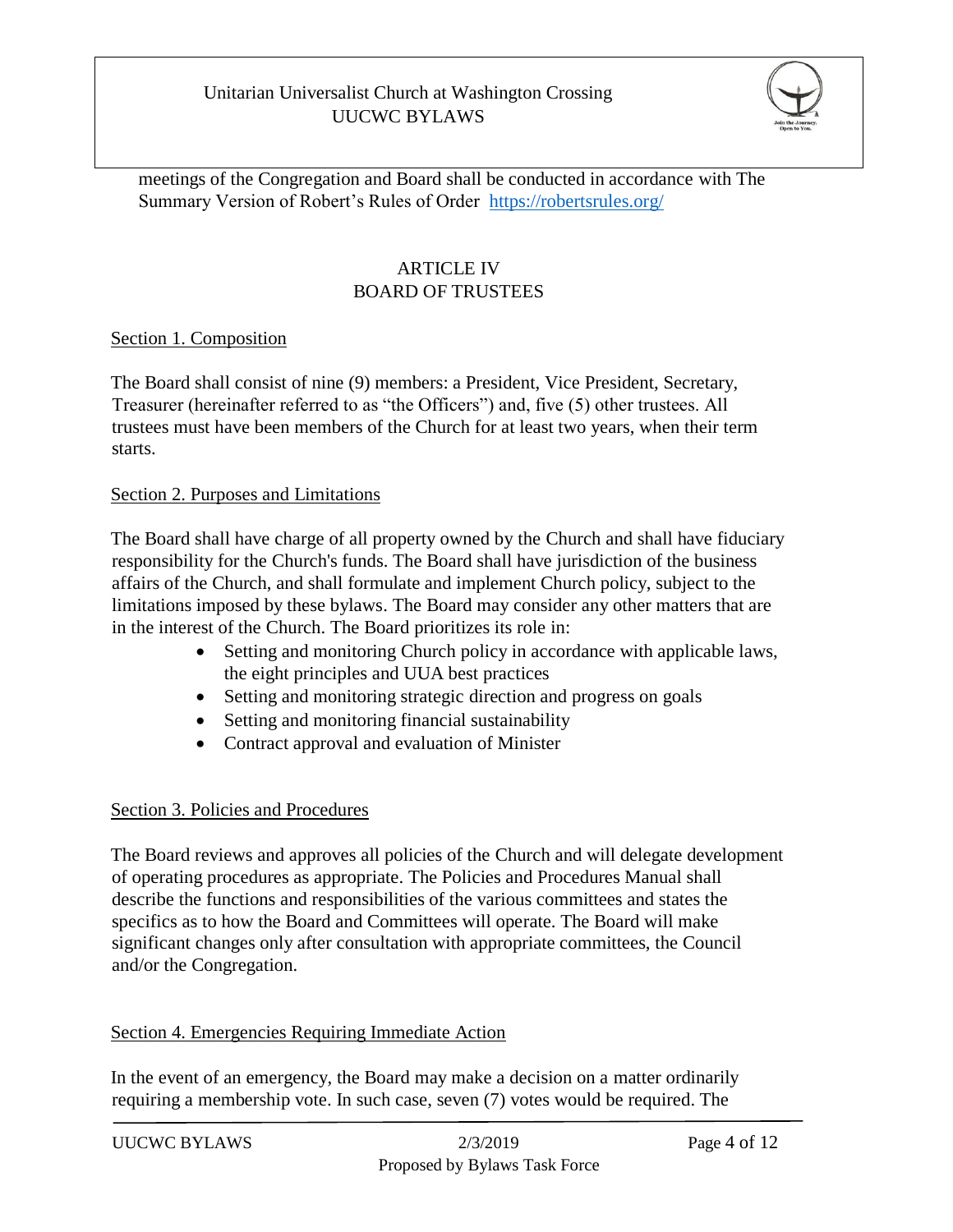meetings of the Congregation and Board shall be conducted in accordance with The Summary Version of Robert's Rules of Order https://robertsrules.org/

## ARTICLE IV
## BOARD OF TRUSTEES

### Section 1. Composition

The Board shall consist of nine (9) members: a President, Vice President, Secretary, Treasurer (hereinafter referred to as "the Officers") and, five (5) other trustees. All trustees must have been members of the Church for at least two years, when their term starts.

### Section 2. Purposes and Limitations

The Board shall have charge of all property owned by the Church and shall have fiduciary responsibility for the Church's funds. The Board shall have jurisdiction of the business affairs of the Church, and shall formulate and implement Church policy, subject to the limitations imposed by these bylaws. The Board may consider any other matters that are in the interest of the Church. The Board prioritizes its role in:

- Setting and monitoring Church policy in accordance with applicable laws, the eight principles and UUA best practices
- Setting and monitoring strategic direction and progress on goals
- Setting and monitoring financial sustainability
- Contract approval and evaluation of Minister

### Section 3. Policies and Procedures

The Board reviews and approves all policies of the Church and will delegate development of operating procedures as appropriate. The Policies and Procedures Manual shall describe the functions and responsibilities of the various committees and states the specifics as to how the Board and Committees will operate. The Board will make significant changes only after consultation with appropriate committees, the Council and/or the Congregation.

### Section 4. Emergencies Requiring Immediate Action

In the event of an emergency, the Board may make a decision on a matter ordinarily requiring a membership vote. In such case, seven (7) votes would be required. The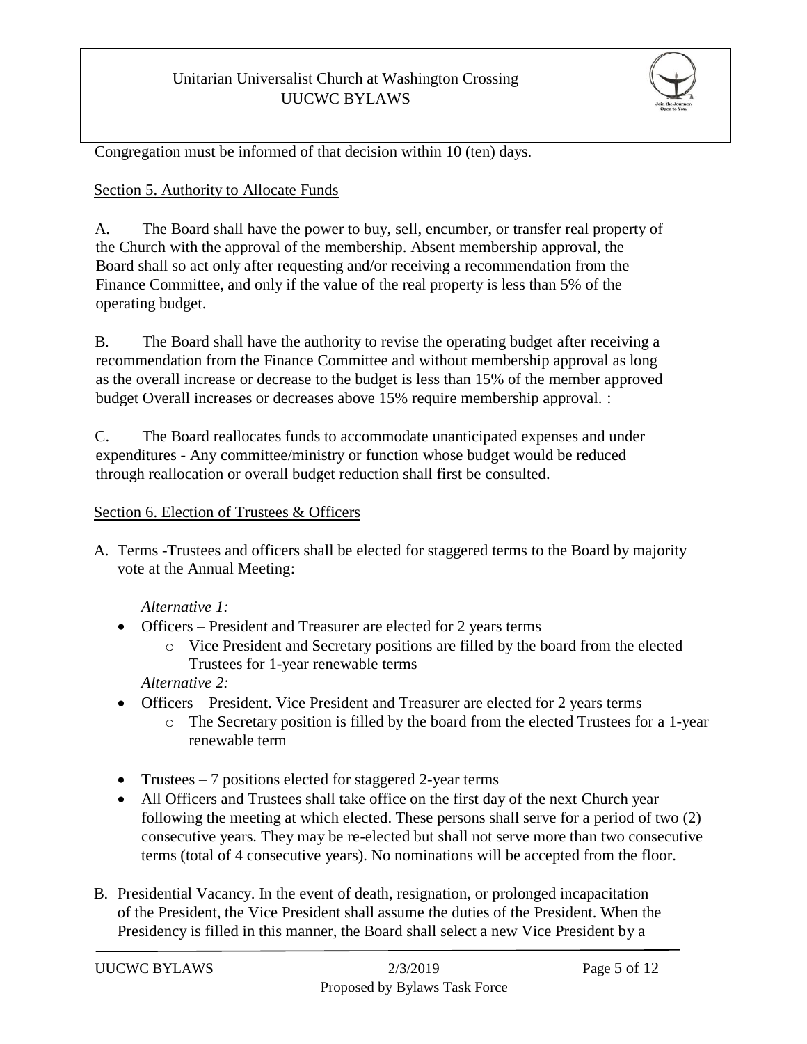Congregation must be informed of that decision within 10 (ten) days.

Section 5. Authority to Allocate Funds

A. The Board shall have the power to buy, sell, encumber, or transfer real property of the Church with the approval of the membership. Absent membership approval, the Board shall so act only after requesting and/or receiving a recommendation from the Finance Committee, and only if the value of the real property is less than 5% of the operating budget.

B. The Board shall have the authority to revise the operating budget after receiving a recommendation from the Finance Committee and without membership approval as long as the overall increase or decrease to the budget is less than 15% of the member approved budget Overall increases or decreases above 15% require membership approval. :

C. The Board reallocates funds to accommodate unanticipated expenses and under expenditures - Any committee/ministry or function whose budget would be reduced through reallocation or overall budget reduction shall first be consulted.

Section 6. Election of Trustees & Officers

A. Terms -Trustees and officers shall be elected for staggered terms to the Board by majority vote at the Annual Meeting:

*Alternative 1:*

- Officers – President and Treasurer are elected for 2 years terms
  - Vice President and Secretary positions are filled by the board from the elected Trustees for 1-year renewable terms

*Alternative 2:*

- Officers – President. Vice President and Treasurer are elected for 2 years terms
  - The Secretary position is filled by the board from the elected Trustees for a 1-year renewable term

- Trustees – 7 positions elected for staggered 2-year terms
- All Officers and Trustees shall take office on the first day of the next Church year following the meeting at which elected. These persons shall serve for a period of two (2) consecutive years. They may be re-elected but shall not serve more than two consecutive terms (total of 4 consecutive years). No nominations will be accepted from the floor.

B. Presidential Vacancy. In the event of death, resignation, or prolonged incapacitation of the President, the Vice President shall assume the duties of the President. When the Presidency is filled in this manner, the Board shall select a new Vice President by a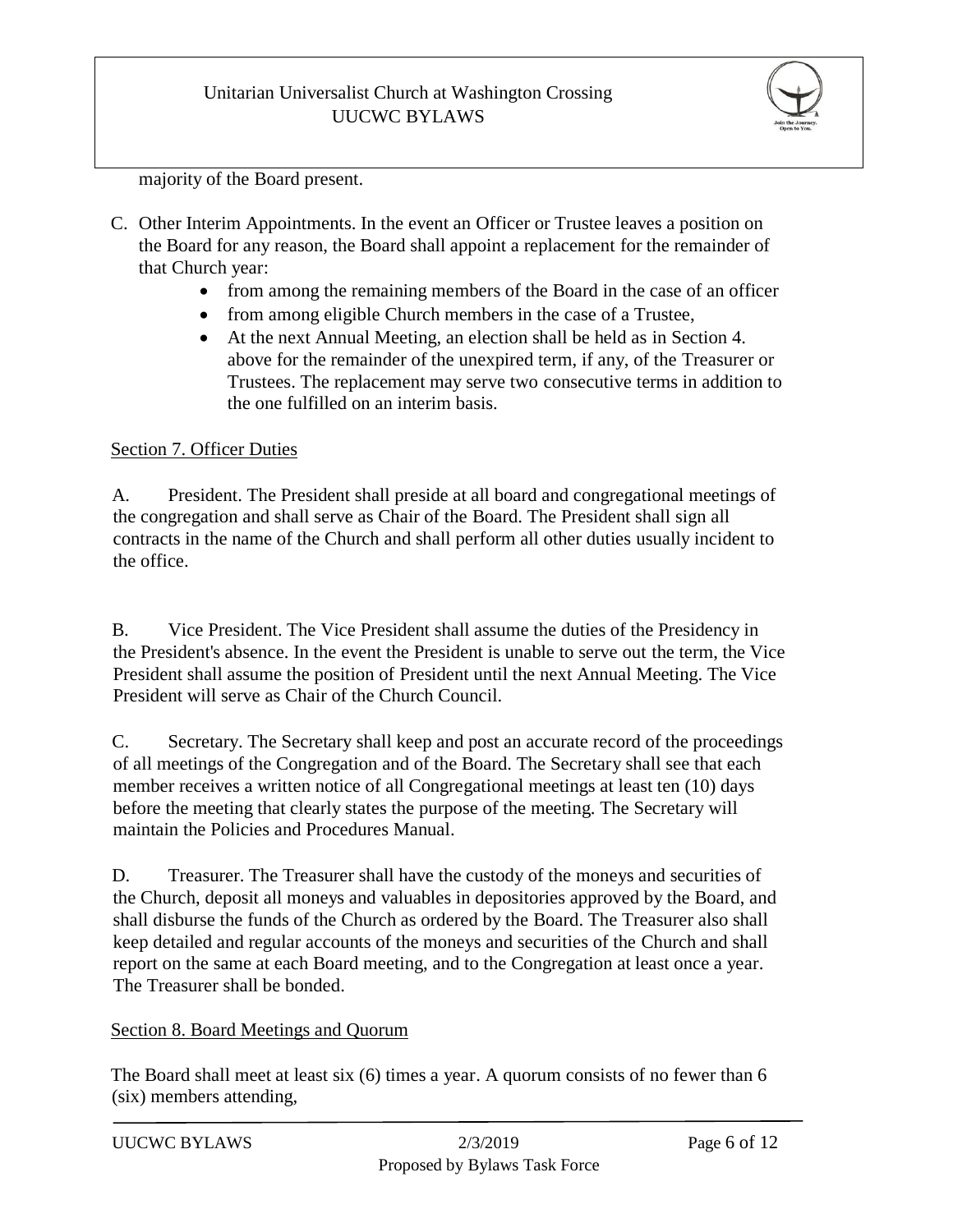majority of the Board present.

C. Other Interim Appointments. In the event an Officer or Trustee leaves a position on the Board for any reason, the Board shall appoint a replacement for the remainder of that Church year:

- from among the remaining members of the Board in the case of an officer
- from among eligible Church members in the case of a Trustee,
- At the next Annual Meeting, an election shall be held as in Section 4. above for the remainder of the unexpired term, if any, of the Treasurer or Trustees. The replacement may serve two consecutive terms in addition to the one fulfilled on an interim basis.

Section 7. Officer Duties

A. President. The President shall preside at all board and congregational meetings of the congregation and shall serve as Chair of the Board. The President shall sign all contracts in the name of the Church and shall perform all other duties usually incident to the office.

B. Vice President. The Vice President shall assume the duties of the Presidency in the President's absence. In the event the President is unable to serve out the term, the Vice President shall assume the position of President until the next Annual Meeting. The Vice President will serve as Chair of the Church Council.

C. Secretary. The Secretary shall keep and post an accurate record of the proceedings of all meetings of the Congregation and of the Board. The Secretary shall see that each member receives a written notice of all Congregational meetings at least ten (10) days before the meeting that clearly states the purpose of the meeting. The Secretary will maintain the Policies and Procedures Manual.

D. Treasurer. The Treasurer shall have the custody of the moneys and securities of the Church, deposit all moneys and valuables in depositories approved by the Board, and shall disburse the funds of the Church as ordered by the Board. The Treasurer also shall keep detailed and regular accounts of the moneys and securities of the Church and shall report on the same at each Board meeting, and to the Congregation at least once a year. The Treasurer shall be bonded.

Section 8. Board Meetings and Quorum

The Board shall meet at least six (6) times a year. A quorum consists of no fewer than 6 (six) members attending,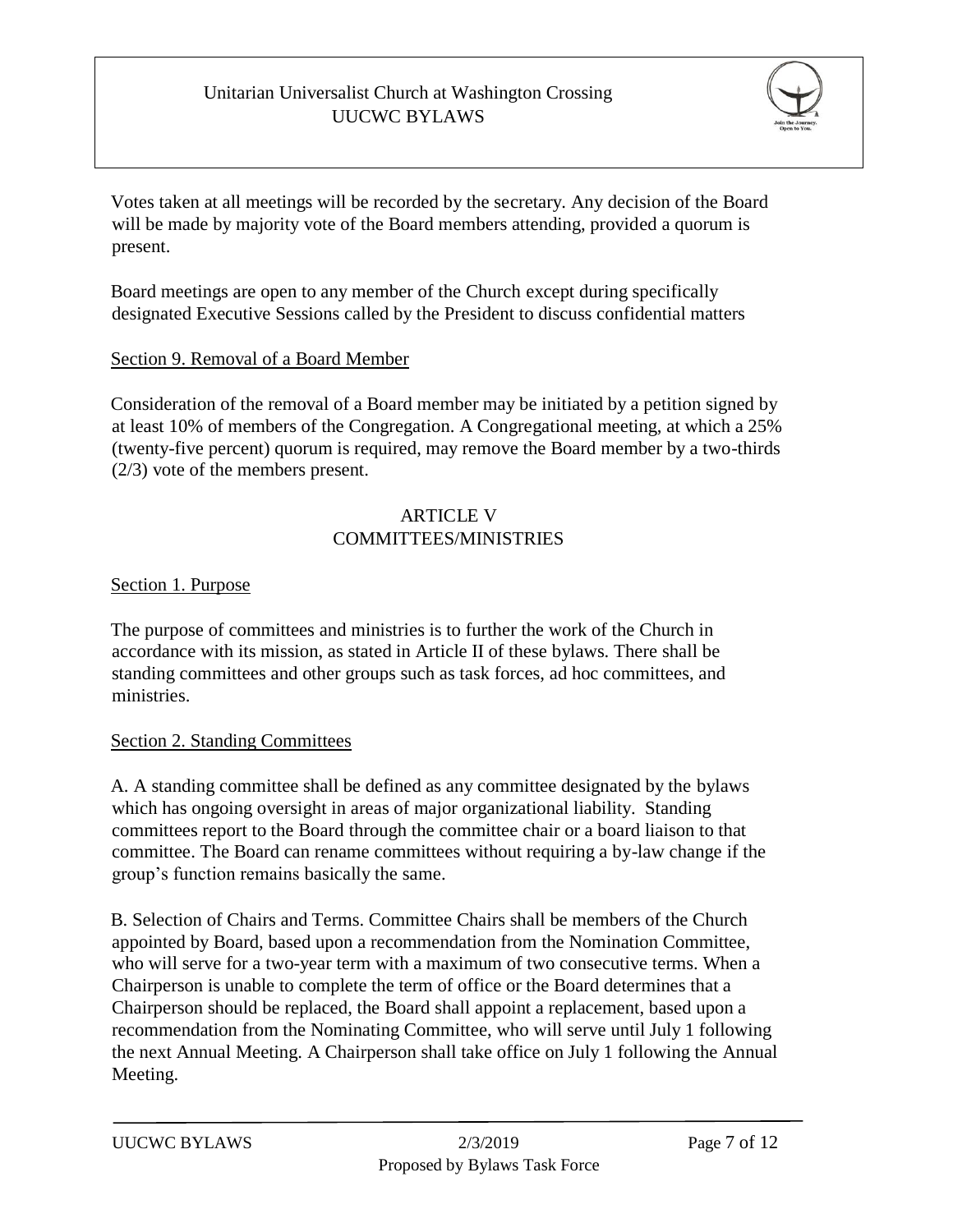Votes taken at all meetings will be recorded by the secretary. Any decision of the Board will be made by majority vote of the Board members attending, provided a quorum is present.

Board meetings are open to any member of the Church except during specifically designated Executive Sessions called by the President to discuss confidential matters

<u>Section 9. Removal of a Board Member</u>

Consideration of the removal of a Board member may be initiated by a petition signed by at least 10% of members of the Congregation. A Congregational meeting, at which a 25% (twenty-five percent) quorum is required, may remove the Board member by a two-thirds (2/3) vote of the members present.

## ARTICLE V
## COMMITTEES/MINISTRIES

<u>Section 1. Purpose</u>

The purpose of committees and ministries is to further the work of the Church in accordance with its mission, as stated in Article II of these bylaws. There shall be standing committees and other groups such as task forces, ad hoc committees, and ministries.

<u>Section 2. Standing Committees</u>

A. A standing committee shall be defined as any committee designated by the bylaws which has ongoing oversight in areas of major organizational liability. Standing committees report to the Board through the committee chair or a board liaison to that committee. The Board can rename committees without requiring a by-law change if the group's function remains basically the same.

B. Selection of Chairs and Terms. Committee Chairs shall be members of the Church appointed by Board, based upon a recommendation from the Nomination Committee, who will serve for a two-year term with a maximum of two consecutive terms. When a Chairperson is unable to complete the term of office or the Board determines that a Chairperson should be replaced, the Board shall appoint a replacement, based upon a recommendation from the Nominating Committee, who will serve until July 1 following the next Annual Meeting. A Chairperson shall take office on July 1 following the Annual Meeting.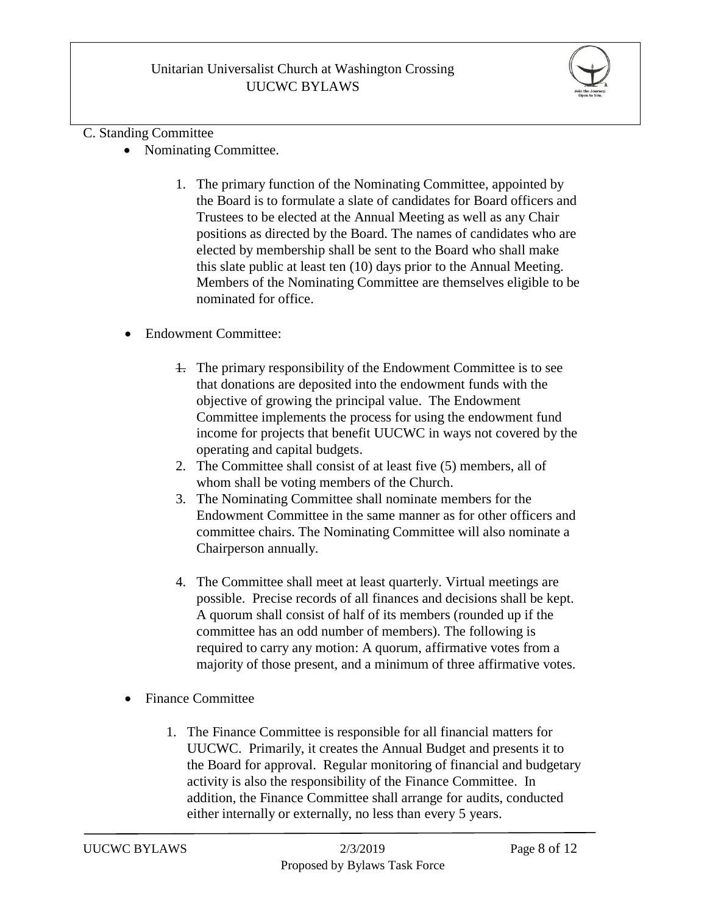C. Standing Committee

- Nominating Committee.

    1. The primary function of the Nominating Committee, appointed by the Board is to formulate a slate of candidates for Board officers and Trustees to be elected at the Annual Meeting as well as any Chair positions as directed by the Board. The names of candidates who are elected by membership shall be sent to the Board who shall make this slate public at least ten (10) days prior to the Annual Meeting. Members of the Nominating Committee are themselves eligible to be nominated for office.

- Endowment Committee:

    1. The primary responsibility of the Endowment Committee is to see that donations are deposited into the endowment funds with the objective of growing the principal value. The Endowment Committee implements the process for using the endowment fund income for projects that benefit UUCWC in ways not covered by the operating and capital budgets.
    2. The Committee shall consist of at least five (5) members, all of whom shall be voting members of the Church.
    3. The Nominating Committee shall nominate members for the Endowment Committee in the same manner as for other officers and committee chairs. The Nominating Committee will also nominate a Chairperson annually.
    4. The Committee shall meet at least quarterly. Virtual meetings are possible. Precise records of all finances and decisions shall be kept. A quorum shall consist of half of its members (rounded up if the committee has an odd number of members). The following is required to carry any motion: A quorum, affirmative votes from a majority of those present, and a minimum of three affirmative votes.

- Finance Committee

    1. The Finance Committee is responsible for all financial matters for UUCWC. Primarily, it creates the Annual Budget and presents it to the Board for approval. Regular monitoring of financial and budgetary activity is also the responsibility of the Finance Committee. In addition, the Finance Committee shall arrange for audits, conducted either internally or externally, no less than every 5 years.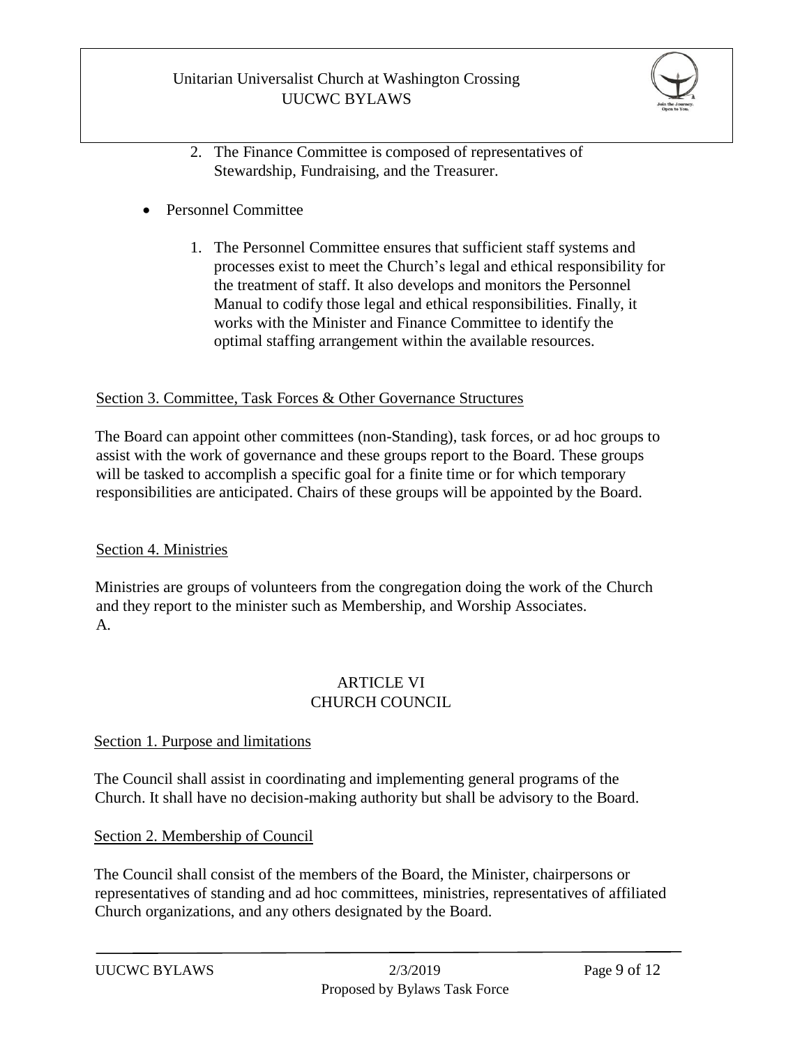2. The Finance Committee is composed of representatives of Stewardship, Fundraising, and the Treasurer.

- Personnel Committee

    1. The Personnel Committee ensures that sufficient staff systems and processes exist to meet the Church's legal and ethical responsibility for the treatment of staff. It also develops and monitors the Personnel Manual to codify those legal and ethical responsibilities. Finally, it works with the Minister and Finance Committee to identify the optimal staffing arrangement within the available resources.

Section 3. Committee, Task Forces & Other Governance Structures

The Board can appoint other committees (non-Standing), task forces, or ad hoc groups to assist with the work of governance and these groups report to the Board. These groups will be tasked to accomplish a specific goal for a finite time or for which temporary responsibilities are anticipated. Chairs of these groups will be appointed by the Board.

Section 4. Ministries

Ministries are groups of volunteers from the congregation doing the work of the Church and they report to the minister such as Membership, and Worship Associates.
A.

## ARTICLE VI
## CHURCH COUNCIL

Section 1. Purpose and limitations

The Council shall assist in coordinating and implementing general programs of the Church. It shall have no decision-making authority but shall be advisory to the Board.

Section 2. Membership of Council

The Council shall consist of the members of the Board, the Minister, chairpersons or representatives of standing and ad hoc committees, ministries, representatives of affiliated Church organizations, and any others designated by the Board.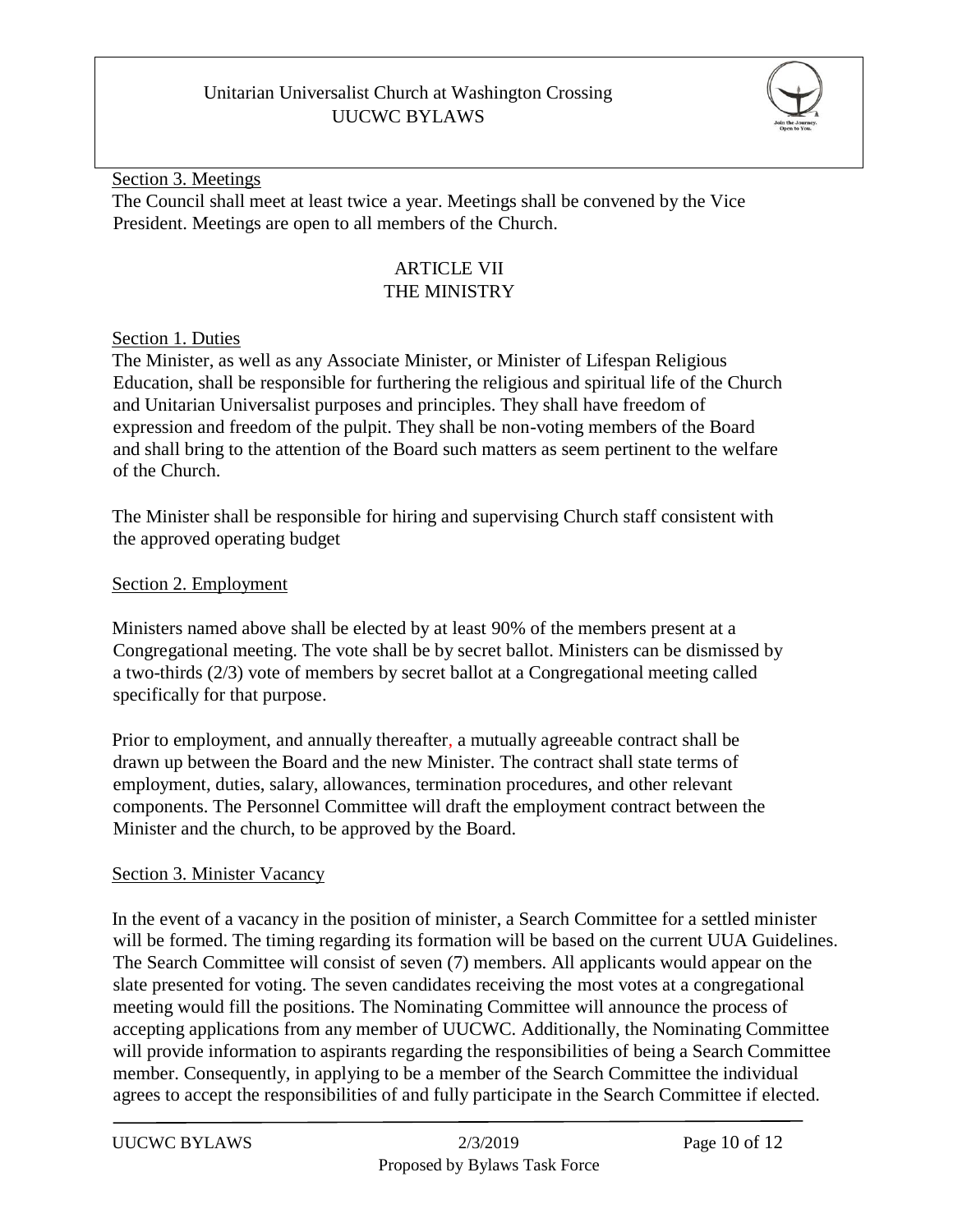Section 3. Meetings

The Council shall meet at least twice a year. Meetings shall be convened by the Vice President. Meetings are open to all members of the Church.

## ARTICLE VII
## THE MINISTRY

Section 1. Duties

The Minister, as well as any Associate Minister, or Minister of Lifespan Religious Education, shall be responsible for furthering the religious and spiritual life of the Church and Unitarian Universalist purposes and principles. They shall have freedom of expression and freedom of the pulpit. They shall be non-voting members of the Board and shall bring to the attention of the Board such matters as seem pertinent to the welfare of the Church.

The Minister shall be responsible for hiring and supervising Church staff consistent with the approved operating budget

Section 2. Employment

Ministers named above shall be elected by at least 90% of the members present at a Congregational meeting. The vote shall be by secret ballot. Ministers can be dismissed by a two-thirds (2/3) vote of members by secret ballot at a Congregational meeting called specifically for that purpose.

Prior to employment, and annually thereafter, a mutually agreeable contract shall be drawn up between the Board and the new Minister. The contract shall state terms of employment, duties, salary, allowances, termination procedures, and other relevant components. The Personnel Committee will draft the employment contract between the Minister and the church, to be approved by the Board.

Section 3. Minister Vacancy

In the event of a vacancy in the position of minister, a Search Committee for a settled minister will be formed. The timing regarding its formation will be based on the current UUA Guidelines. The Search Committee will consist of seven (7) members. All applicants would appear on the slate presented for voting. The seven candidates receiving the most votes at a congregational meeting would fill the positions. The Nominating Committee will announce the process of accepting applications from any member of UUCWC. Additionally, the Nominating Committee will provide information to aspirants regarding the responsibilities of being a Search Committee member. Consequently, in applying to be a member of the Search Committee the individual agrees to accept the responsibilities of and fully participate in the Search Committee if elected.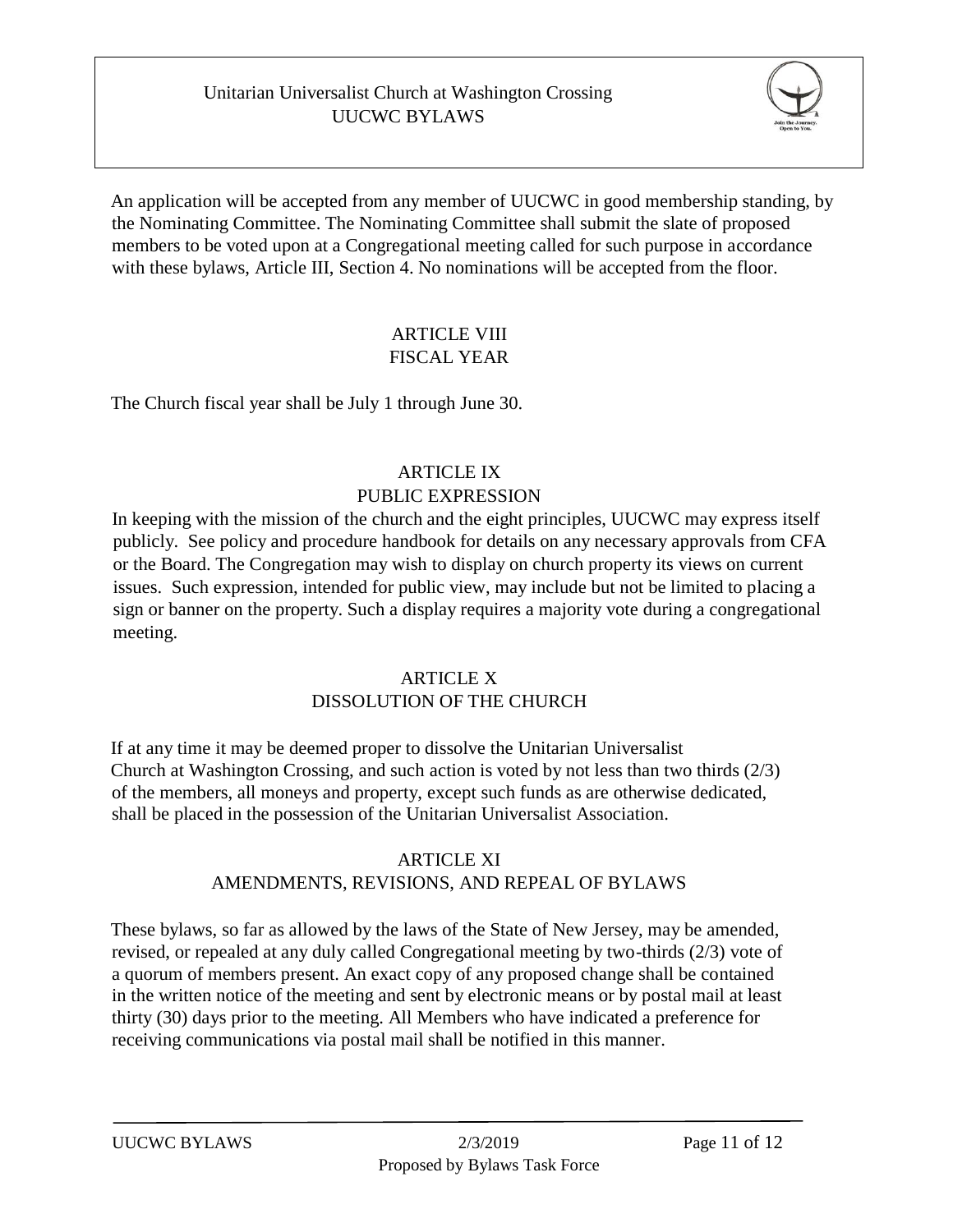An application will be accepted from any member of UUCWC in good membership standing, by the Nominating Committee. The Nominating Committee shall submit the slate of proposed members to be voted upon at a Congregational meeting called for such purpose in accordance with these bylaws, Article III, Section 4. No nominations will be accepted from the floor.

## ARTICLE VIII
## FISCAL YEAR

The Church fiscal year shall be July 1 through June 30.

## ARTICLE IX
## PUBLIC EXPRESSION

In keeping with the mission of the church and the eight principles, UUCWC may express itself publicly. See policy and procedure handbook for details on any necessary approvals from CFA or the Board. The Congregation may wish to display on church property its views on current issues. Such expression, intended for public view, may include but not be limited to placing a sign or banner on the property. Such a display requires a majority vote during a congregational meeting.

## ARTICLE X
## DISSOLUTION OF THE CHURCH

If at any time it may be deemed proper to dissolve the Unitarian Universalist Church at Washington Crossing, and such action is voted by not less than two thirds (2/3) of the members, all moneys and property, except such funds as are otherwise dedicated, shall be placed in the possession of the Unitarian Universalist Association.

## ARTICLE XI
## AMENDMENTS, REVISIONS, AND REPEAL OF BYLAWS

These bylaws, so far as allowed by the laws of the State of New Jersey, may be amended, revised, or repealed at any duly called Congregational meeting by two-thirds (2/3) vote of a quorum of members present. An exact copy of any proposed change shall be contained in the written notice of the meeting and sent by electronic means or by postal mail at least thirty (30) days prior to the meeting. All Members who have indicated a preference for receiving communications via postal mail shall be notified in this manner.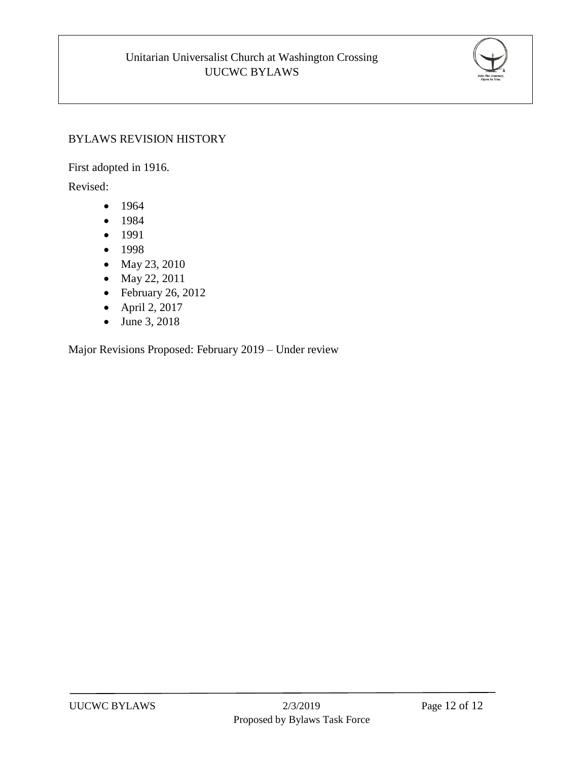## BYLAWS REVISION HISTORY

First adopted in 1916.

Revised:

- 1964
- 1984
- 1991
- 1998
- May 23, 2010
- May 22, 2011
- February 26, 2012
- April 2, 2017
- June 3, 2018

Major Revisions Proposed: February 2019 – Under review